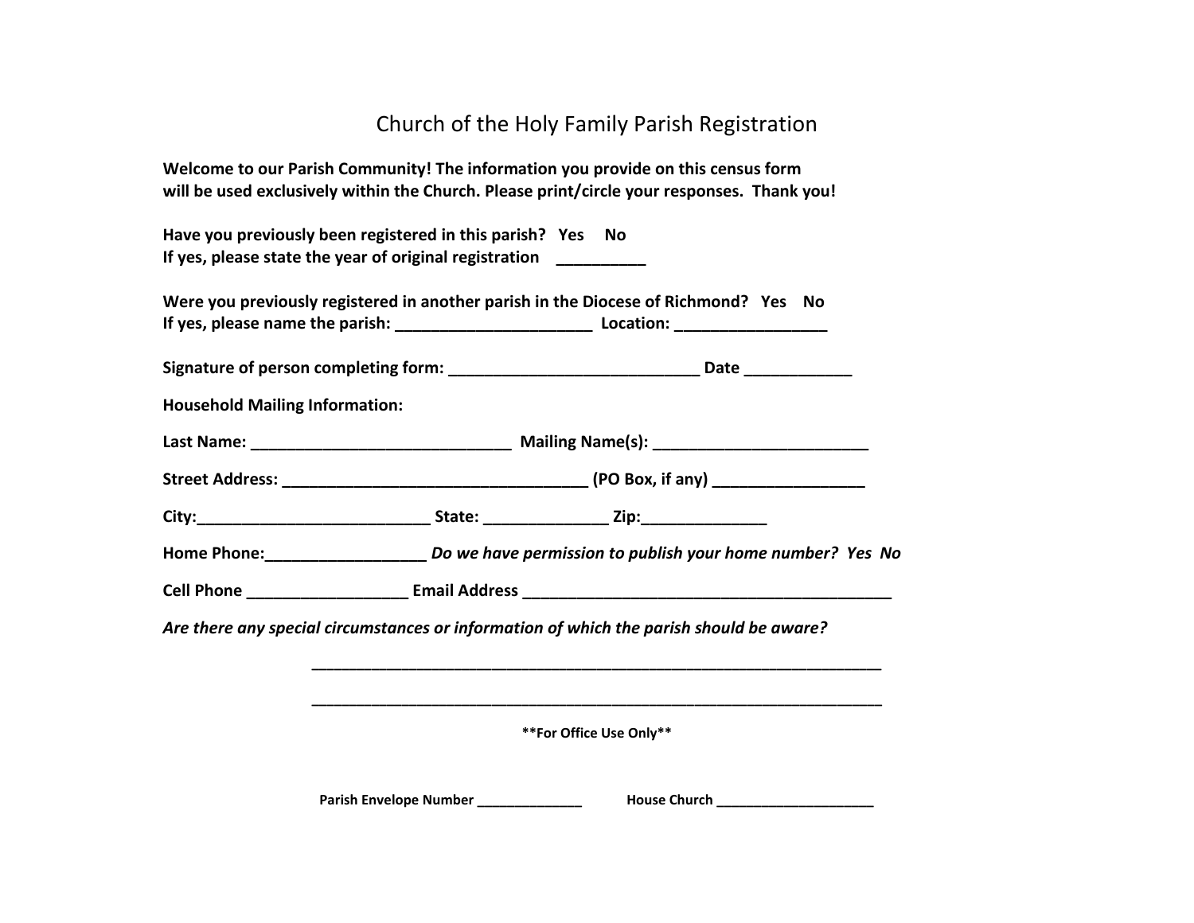# Church of the Holy Family Parish Registration

**Welcome to our Parish Community! The information you provide on this census form will be used exclusively within the Church. Please print/circle your responses. Thank you!**

**Have you previously been registered in this parish? Yes No**
**If yes, please state the year of original registration __________**

**Were you previously registered in another parish in the Diocese of Richmond? Yes No**
**If yes, please name the parish: ______________________ Location: _________________**

**Signature of person completing form: ____________________________ Date ____________**

**Household Mailing Information:**

**Last Name: _____________________________ Mailing Name(s): ________________________**

**Street Address: __________________________________ (PO Box, if any) _________________**

**City:__________________________ State: ______________ Zip:______________**

**Home Phone:__________________** ***Do we have permission to publish your home number? Yes No***

**Cell Phone __________________ Email Address __________________________________________**

***Are there any special circumstances or information of which the parish should be aware?***

____________________________________________________________________

____________________________________________________________________

**For Office Use Only**

**Parish Envelope Number ______________ House Church _____________________**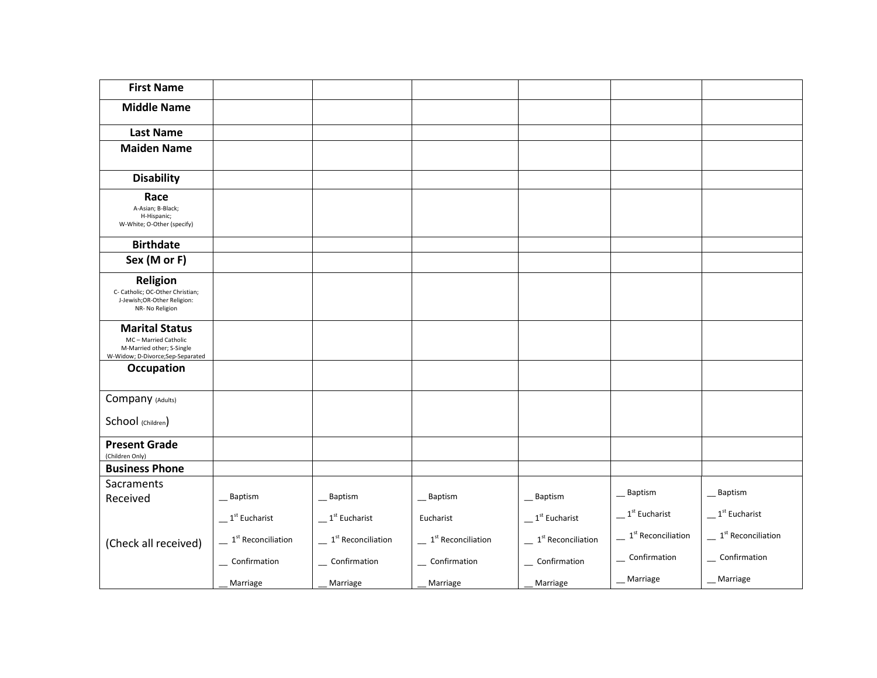| | | | | | | |
|---|---|---|---|---|---|---|
| **First Name** | | | | | | |
| **Middle Name** | | | | | | |
| **Last Name** | | | | | | |
| **Maiden Name** | | | | | | |
| **Disability** | | | | | | |
| **Race**<br>A-Asian; B-Black;<br>H-Hispanic;<br>W-White; O-Other (specify) | | | | | | |
| **Birthdate** | | | | | | |
| **Sex (M or F)** | | | | | | |
| **Religion**<br>C- Catholic; OC-Other Christian;<br>J-Jewish;OR-Other Religion:<br>NR- No Religion | | | | | | |
| **Marital Status**<br>MC – Married Catholic<br>M-Married other; S-Single<br>W-Widow; D-Divorce;Sep-Separated | | | | | | |
| **Occupation** | | | | | | |
| Company (Adults)<br><br>School (Children) | | | | | | |
| **Present Grade**<br>(Children Only) | | | | | | |
| **Business Phone** | | | | | | |
| Sacraments Received<br><br>(Check all received) | __ Baptism<br>__ 1st Eucharist<br>__ 1st Reconciliation<br>__ Confirmation<br>__ Marriage | __ Baptism<br>__ 1st Eucharist<br>__ 1st Reconciliation<br>__ Confirmation<br>__ Marriage | __ Baptism<br>Eucharist<br>__ 1st Reconciliation<br>__ Confirmation<br>__ Marriage | __ Baptism<br>__ 1st Eucharist<br>__ 1st Reconciliation<br>__ Confirmation<br>__ Marriage | __ Baptism<br>__ 1st Eucharist<br>__ 1st Reconciliation<br>__ Confirmation<br>__ Marriage | __ Baptism<br>__ 1st Eucharist<br>__ 1st Reconciliation<br>__ Confirmation<br>__ Marriage |